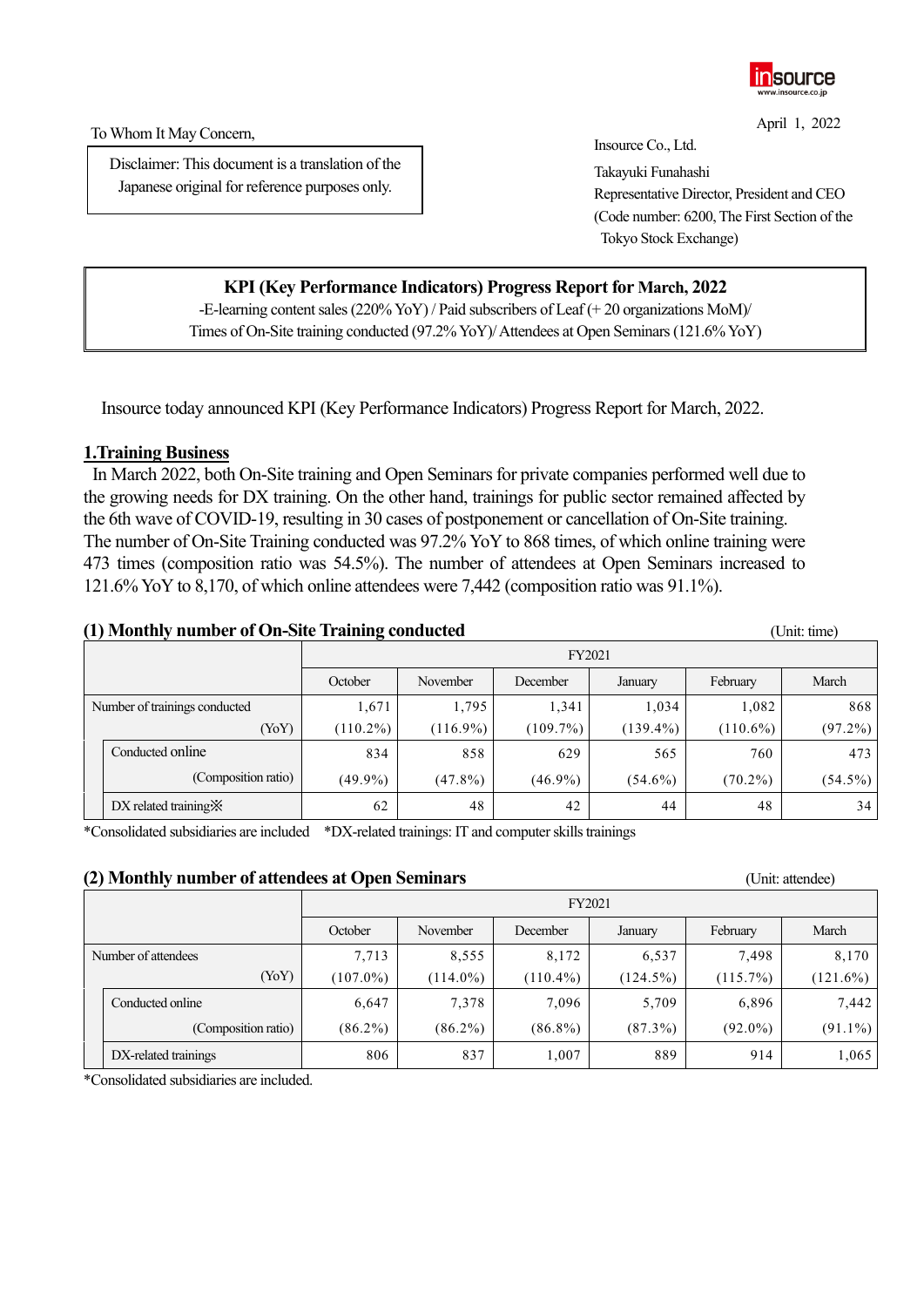April 1, 2022

To Whom It May Concern,

Disclaimer: This document is a translation of the Japanese original for reference purposes only.

Insource Co., Ltd.
Takayuki Funahashi
Representative Director, President and CEO
(Code number: 6200, The First Section of the Tokyo Stock Exchange)

**KPI (Key Performance Indicators) Progress Report for March, 2022**
-E-learning content sales (220% YoY) / Paid subscribers of Leaf (+ 20 organizations MoM)/ Times of On-Site training conducted (97.2% YoY)/ Attendees at Open Seminars (121.6% YoY)

Insource today announced KPI (Key Performance Indicators) Progress Report for March, 2022.

## 1.Training Business

In March 2022, both On-Site training and Open Seminars for private companies performed well due to the growing needs for DX training. On the other hand, trainings for public sector remained affected by the 6th wave of COVID-19, resulting in 30 cases of postponement or cancellation of On-Site training. The number of On-Site Training conducted was 97.2% YoY to 868 times, of which online training were 473 times (composition ratio was 54.5%). The number of attendees at Open Seminars increased to 121.6% YoY to 8,170, of which online attendees were 7,442 (composition ratio was 91.1%).

### (1) Monthly number of On-Site Training conducted

(Unit: time)

| | FY2021 | | | | | |
|---|---|---|---|---|---|---|
| | October | November | December | January | February | March |
| Number of trainings conducted | 1,671 | 1,795 | 1,341 | 1,034 | 1,082 | 868 |
| (YoY) | (110.2%) | (116.9%) | (109.7%) | (139.4%) | (110.6%) | (97.2%) |
| Conducted online | 834 | 858 | 629 | 565 | 760 | 473 |
| (Composition ratio) | (49.9%) | (47.8%) | (46.9%) | (54.6%) | (70.2%) | (54.5%) |
| DX related training※ | 62 | 48 | 42 | 44 | 48 | 34 |

*Consolidated subsidiaries are included *DX-related trainings: IT and computer skills trainings

### (2) Monthly number of attendees at Open Seminars

(Unit: attendee)

| | FY2021 | | | | | |
|---|---|---|---|---|---|---|
| | October | November | December | January | February | March |
| Number of attendees | 7,713 | 8,555 | 8,172 | 6,537 | 7,498 | 8,170 |
| (YoY) | (107.0%) | (114.0%) | (110.4%) | (124.5%) | (115.7%) | (121.6%) |
| Conducted online | 6,647 | 7,378 | 7,096 | 5,709 | 6,896 | 7,442 |
| (Composition ratio) | (86.2%) | (86.2%) | (86.8%) | (87.3%) | (92.0%) | (91.1%) |
| DX-related trainings | 806 | 837 | 1,007 | 889 | 914 | 1,065 |

*Consolidated subsidiaries are included.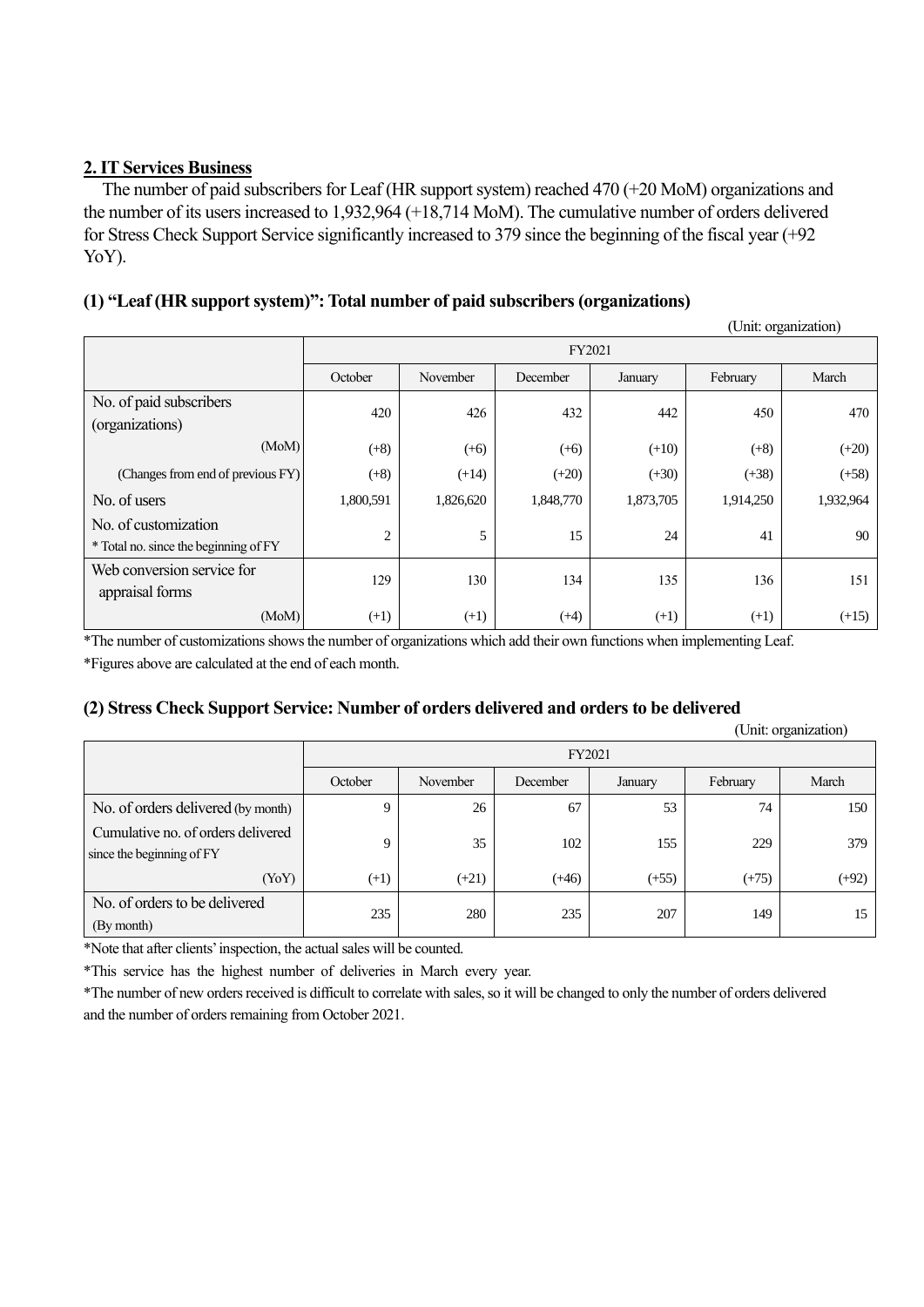## 2. IT Services Business

The number of paid subscribers for Leaf (HR support system) reached 470 (+20 MoM) organizations and the number of its users increased to 1,932,964 (+18,714 MoM). The cumulative number of orders delivered for Stress Check Support Service significantly increased to 379 since the beginning of the fiscal year (+92 YoY).

### (1) "Leaf (HR support system)": Total number of paid subscribers (organizations)

(Unit: organization)

| | FY2021 | | | | | |
|---|---|---|---|---|---|---|
| | October | November | December | January | February | March |
| No. of paid subscribers (organizations) | 420 | 426 | 432 | 442 | 450 | 470 |
| (MoM) | (+8) | (+6) | (+6) | (+10) | (+8) | (+20) |
| (Changes from end of previous FY) | (+8) | (+14) | (+20) | (+30) | (+38) | (+58) |
| No. of users | 1,800,591 | 1,826,620 | 1,848,770 | 1,873,705 | 1,914,250 | 1,932,964 |
| No. of customization * Total no. since the beginning of FY | 2 | 5 | 15 | 24 | 41 | 90 |
| Web conversion service for appraisal forms | 129 | 130 | 134 | 135 | 136 | 151 |
| (MoM) | (+1) | (+1) | (+4) | (+1) | (+1) | (+15) |

*The number of customizations shows the number of organizations which add their own functions when implementing Leaf.

*Figures above are calculated at the end of each month.

### (2) Stress Check Support Service: Number of orders delivered and orders to be delivered

(Unit: organization)

| | FY2021 | | | | | |
|---|---|---|---|---|---|---|
| | October | November | December | January | February | March |
| No. of orders delivered (by month) | 9 | 26 | 67 | 53 | 74 | 150 |
| Cumulative no. of orders delivered since the beginning of FY | 9 | 35 | 102 | 155 | 229 | 379 |
| (YoY) | (+1) | (+21) | (+46) | (+55) | (+75) | (+92) |
| No. of orders to be delivered (By month) | 235 | 280 | 235 | 207 | 149 | 15 |

*Note that after clients' inspection, the actual sales will be counted.

*This service has the highest number of deliveries in March every year.

*The number of new orders received is difficult to correlate with sales, so it will be changed to only the number of orders delivered and the number of orders remaining from October 2021.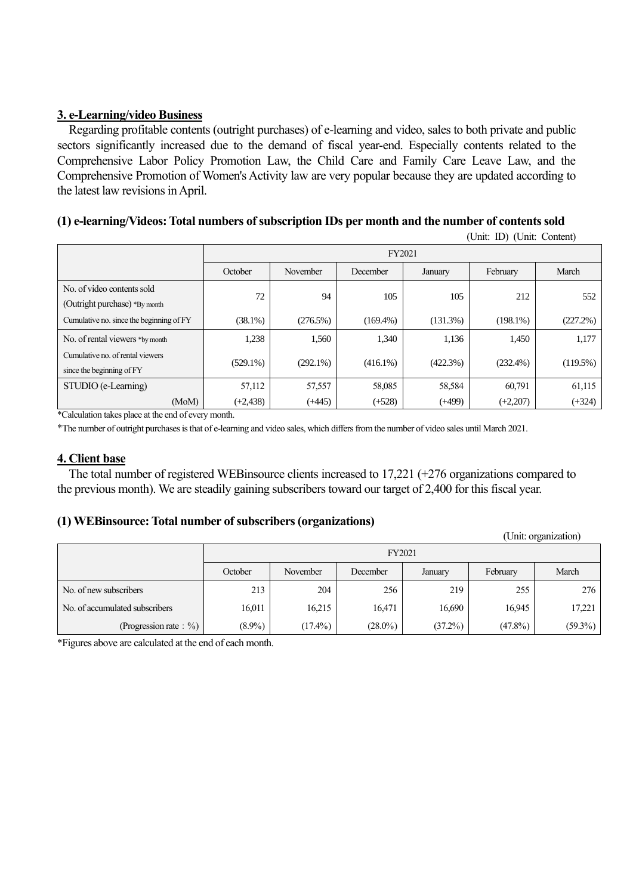## 3. e-Learning/video Business

Regarding profitable contents (outright purchases) of e-learning and video, sales to both private and public sectors significantly increased due to the demand of fiscal year-end. Especially contents related to the Comprehensive Labor Policy Promotion Law, the Child Care and Family Care Leave Law, and the Comprehensive Promotion of Women's Activity law are very popular because they are updated according to the latest law revisions in April.

### (1) e-learning/Videos: Total numbers of subscription IDs per month and the number of contents sold

(Unit: ID) (Unit: Content)

| | FY2021 | | | | | |
|---|---|---|---|---|---|---|
| | October | November | December | January | February | March |
| No. of video contents sold (Outright purchase) *By month | 72 | 94 | 105 | 105 | 212 | 552 |
| Cumulative no. since the beginning of FY | (38.1%) | (276.5%) | (169.4%) | (131.3%) | (198.1%) | (227.2%) |
| No. of rental viewers *by month | 1,238 | 1,560 | 1,340 | 1,136 | 1,450 | 1,177 |
| Cumulative no. of rental viewers since the beginning of FY | (529.1%) | (292.1%) | (416.1%) | (422.3%) | (232.4%) | (119.5%) |
| STUDIO (e-Learning) | 57,112 | 57,557 | 58,085 | 58,584 | 60,791 | 61,115 |
| (MoM) | (+2,438) | (+445) | (+528) | (+499) | (+2,207) | (+324) |

*Calculation takes place at the end of every month.

*The number of outright purchases is that of e-learning and video sales, which differs from the number of video sales until March 2021.

## 4. Client base

The total number of registered WEBinsource clients increased to 17,221 (+276 organizations compared to the previous month). We are steadily gaining subscribers toward our target of 2,400 for this fiscal year.

### (1) WEBinsource: Total number of subscribers (organizations)

(Unit: organization)

| | FY2021 | | | | | |
|---|---|---|---|---|---|---|
| | October | November | December | January | February | March |
| No. of new subscribers | 213 | 204 | 256 | 219 | 255 | 276 |
| No. of accumulated subscribers | 16,011 | 16,215 | 16,471 | 16,690 | 16,945 | 17,221 |
| (Progression rate：%) | (8.9%) | (17.4%) | (28.0%) | (37.2%) | (47.8%) | (59.3%) |

*Figures above are calculated at the end of each month.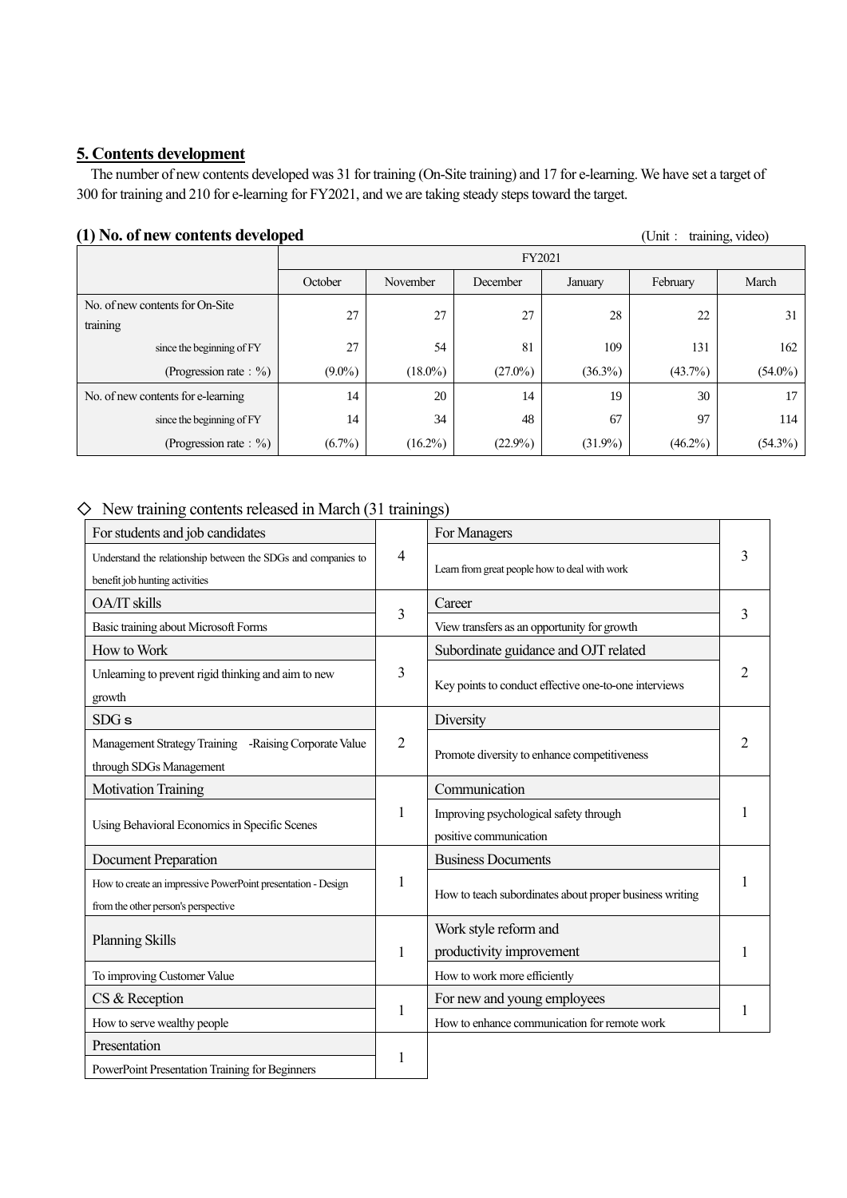## 5. Contents development

The number of new contents developed was 31 for training (On-Site training) and 17 for e-learning. We have set a target of 300 for training and 210 for e-learning for FY2021, and we are taking steady steps toward the target.

### (1) No. of new contents developed

(Unit： training, video)

| | FY2021 | | | | | |
|---|---|---|---|---|---|---|
| | October | November | December | January | February | March |
| No. of new contents for On-Site training | 27 | 27 | 27 | 28 | 22 | 31 |
| since the beginning of FY | 27 | 54 | 81 | 109 | 131 | 162 |
| (Progression rate：%) | (9.0%) | (18.0%) | (27.0%) | (36.3%) | (43.7%) | (54.0%) |
| No. of new contents for e-learning | 14 | 20 | 14 | 19 | 30 | 17 |
| since the beginning of FY | 14 | 34 | 48 | 67 | 97 | 114 |
| (Progression rate：%) | (6.7%) | (16.2%) | (22.9%) | (31.9%) | (46.2%) | (54.3%) |

◇ New training contents released in March (31 trainings)

| Category / Example | No. | Category / Example | No. |
|---|---|---|---|
| **For students and job candidates**<br>Understand the relationship between the SDGs and companies to benefit job hunting activities | 4 | **For Managers**<br>Learn from great people how to deal with work | 3 |
| **OA/IT skills**<br>Basic training about Microsoft Forms | 3 | **Career**<br>View transfers as an opportunity for growth | 3 |
| **How to Work**<br>Unlearning to prevent rigid thinking and aim to new growth | 3 | **Subordinate guidance and OJT related**<br>Key points to conduct effective one-to-one interviews | 2 |
| **SDGｓ**<br>Management Strategy Training -Raising Corporate Value through SDGs Management | 2 | **Diversity**<br>Promote diversity to enhance competitiveness | 2 |
| **Motivation Training**<br>Using Behavioral Economics in Specific Scenes | 1 | **Communication**<br>Improving psychological safety through positive communication | 1 |
| **Document Preparation**<br>How to create an impressive PowerPoint presentation - Design from the other person's perspective | 1 | **Business Documents**<br>How to teach subordinates about proper business writing | 1 |
| **Planning Skills**<br>To improving Customer Value | 1 | **Work style reform and productivity improvement**<br>How to work more efficiently | 1 |
| **CS & Reception**<br>How to serve wealthy people | 1 | **For new and young employees**<br>How to enhance communication for remote work | 1 |
| **Presentation**<br>PowerPoint Presentation Training for Beginners | 1 | | |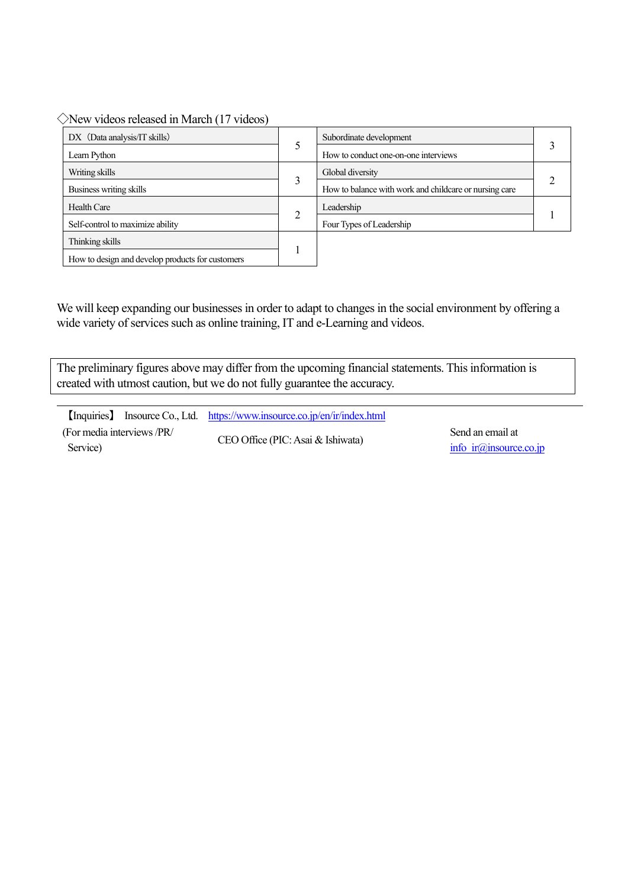◇New videos released in March (17 videos)

| | | | |
|---|---|---|---|
| DX（Data analysis/IT skills）<br>Learn Python | 5 | Subordinate development<br>How to conduct one-on-one interviews | 3 |
| Writing skills<br>Business writing skills | 3 | Global diversity<br>How to balance with work and childcare or nursing care | 2 |
| Health Care<br>Self-control to maximize ability | 2 | Leadership<br>Four Types of Leadership | 1 |
| Thinking skills<br>How to design and develop products for customers | 1 | | |

We will keep expanding our businesses in order to adapt to changes in the social environment by offering a wide variety of services such as online training, IT and e-Learning and videos.

The preliminary figures above may differ from the upcoming financial statements. This information is created with utmost caution, but we do not fully guarantee the accuracy.

---

【Inquiries】 Insource Co., Ltd. https://www.insource.co.jp/en/ir/index.html

(For media interviews /PR/ Service) CEO Office (PIC: Asai & Ishiwata) Send an email at info_ir@insource.co.jp